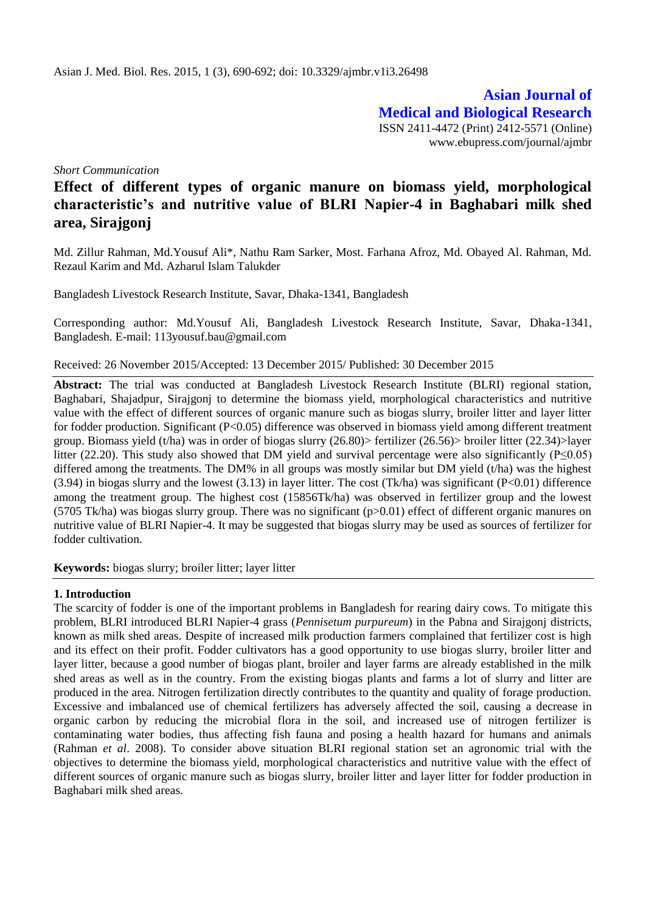Asian J. Med. Biol. Res. 2015, 1 (3), 690-692; doi: 10.3329/ajmbr.v1i3.26498

**Asian Journal of Medical and Biological Research**

ISSN 2411-4472 (Print) 2412-5571 (Online)
www.ebupress.com/journal/ajmbr

*Short Communication*

# Effect of different types of organic manure on biomass yield, morphological characteristic's and nutritive value of BLRI Napier-4 in Baghabari milk shed area, Sirajgonj

Md. Zillur Rahman, Md.Yousuf Ali*, Nathu Ram Sarker, Most. Farhana Afroz, Md. Obayed Al. Rahman, Md. Rezaul Karim and Md. Azharul Islam Talukder

Bangladesh Livestock Research Institute, Savar, Dhaka-1341, Bangladesh

Corresponding author: Md.Yousuf Ali, Bangladesh Livestock Research Institute, Savar, Dhaka-1341, Bangladesh. E-mail: 113yousuf.bau@gmail.com

Received: 26 November 2015/Accepted: 13 December 2015/ Published: 30 December 2015

**Abstract:** The trial was conducted at Bangladesh Livestock Research Institute (BLRI) regional station, Baghabari, Shajadpur, Sirajgonj to determine the biomass yield, morphological characteristics and nutritive value with the effect of different sources of organic manure such as biogas slurry, broiler litter and layer litter for fodder production. Significant ($P<0.05$) difference was observed in biomass yield among different treatment group. Biomass yield (t/ha) was in order of biogas slurry (26.80)> fertilizer (26.56)> broiler litter (22.34)>layer litter (22.20). This study also showed that DM yield and survival percentage were also significantly ($P\leq0.05$) differed among the treatments. The DM% in all groups was mostly similar but DM yield (t/ha) was the highest (3.94) in biogas slurry and the lowest (3.13) in layer litter. The cost (Tk/ha) was significant ($P<0.01$) difference among the treatment group. The highest cost (15856Tk/ha) was observed in fertilizer group and the lowest (5705 Tk/ha) was biogas slurry group. There was no significant ($p>0.01$) effect of different organic manures on nutritive value of BLRI Napier-4. It may be suggested that biogas slurry may be used as sources of fertilizer for fodder cultivation.

**Keywords:** biogas slurry; broiler litter; layer litter

## 1. Introduction

The scarcity of fodder is one of the important problems in Bangladesh for rearing dairy cows. To mitigate this problem, BLRI introduced BLRI Napier-4 grass (*Pennisetum purpureum*) in the Pabna and Sirajgonj districts, known as milk shed areas. Despite of increased milk production farmers complained that fertilizer cost is high and its effect on their profit. Fodder cultivators has a good opportunity to use biogas slurry, broiler litter and layer litter, because a good number of biogas plant, broiler and layer farms are already established in the milk shed areas as well as in the country. From the existing biogas plants and farms a lot of slurry and litter are produced in the area. Nitrogen fertilization directly contributes to the quantity and quality of forage production. Excessive and imbalanced use of chemical fertilizers has adversely affected the soil, causing a decrease in organic carbon by reducing the microbial flora in the soil, and increased use of nitrogen fertilizer is contaminating water bodies, thus affecting fish fauna and posing a health hazard for humans and animals (Rahman *et al*. 2008). To consider above situation BLRI regional station set an agronomic trial with the objectives to determine the biomass yield, morphological characteristics and nutritive value with the effect of different sources of organic manure such as biogas slurry, broiler litter and layer litter for fodder production in Baghabari milk shed areas.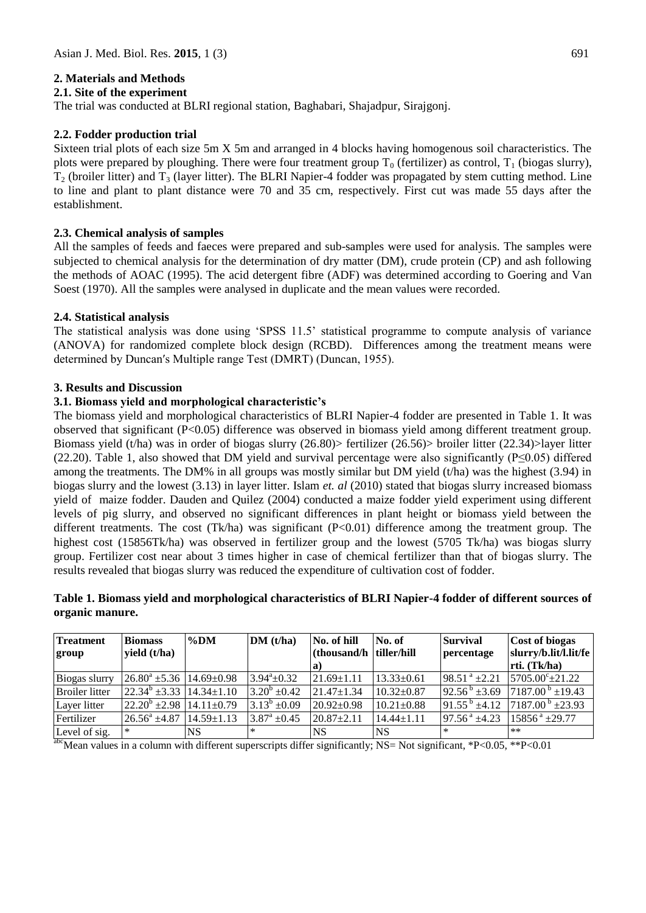## 2. Materials and Methods

### 2.1. Site of the experiment

The trial was conducted at BLRI regional station, Baghabari, Shajadpur, Sirajgonj.

### 2.2. Fodder production trial

Sixteen trial plots of each size 5m X 5m and arranged in 4 blocks having homogenous soil characteristics. The plots were prepared by ploughing. There were four treatment group $T_0$ (fertilizer) as control, $T_1$ (biogas slurry), $T_2$ (broiler litter) and $T_3$ (layer litter). The BLRI Napier-4 fodder was propagated by stem cutting method. Line to line and plant to plant distance were 70 and 35 cm, respectively. First cut was made 55 days after the establishment.

### 2.3. Chemical analysis of samples

All the samples of feeds and faeces were prepared and sub-samples were used for analysis. The samples were subjected to chemical analysis for the determination of dry matter (DM), crude protein (CP) and ash following the methods of AOAC (1995). The acid detergent fibre (ADF) was determined according to Goering and Van Soest (1970). All the samples were analysed in duplicate and the mean values were recorded.

### 2.4. Statistical analysis

The statistical analysis was done using 'SPSS 11.5' statistical programme to compute analysis of variance (ANOVA) for randomized complete block design (RCBD). Differences among the treatment means were determined by Duncan′s Multiple range Test (DMRT) (Duncan, 1955).

## 3. Results and Discussion

### 3.1. Biomass yield and morphological characteristic's

The biomass yield and morphological characteristics of BLRI Napier-4 fodder are presented in Table 1. It was observed that significant ($P<0.05$) difference was observed in biomass yield among different treatment group. Biomass yield (t/ha) was in order of biogas slurry (26.80)> fertilizer (26.56)> broiler litter (22.34)>layer litter (22.20). Table 1, also showed that DM yield and survival percentage were also significantly ($P\leq0.05$) differed among the treatments. The DM% in all groups was mostly similar but DM yield (t/ha) was the highest (3.94) in biogas slurry and the lowest (3.13) in layer litter. Islam *et. al* (2010) stated that biogas slurry increased biomass yield of maize fodder. Dauden and Quilez (2004) conducted a maize fodder yield experiment using different levels of pig slurry, and observed no significant differences in plant height or biomass yield between the different treatments. The cost (Tk/ha) was significant ($P<0.01$) difference among the treatment group. The highest cost (15856Tk/ha) was observed in fertilizer group and the lowest (5705 Tk/ha) was biogas slurry group. Fertilizer cost near about 3 times higher in case of chemical fertilizer than that of biogas slurry. The results revealed that biogas slurry was reduced the expenditure of cultivation cost of fodder.

**Table 1. Biomass yield and morphological characteristics of BLRI Napier-4 fodder of different sources of organic manure.**

| Treatment group | Biomass yield (t/ha) | %DM | DM (t/ha) | No. of hill (thousand/ha) | No. of tiller/hill | Survival percentage | Cost of biogas slurry/b.lit/l.lit/ferti. (Tk/ha) |
|---|---|---|---|---|---|---|---|
| Biogas slurry | $26.80^a \pm 5.36$ | $14.69 \pm 0.98$ | $3.94^a \pm 0.32$ | $21.69 \pm 1.11$ | $13.33 \pm 0.61$ | $98.51^a \pm 2.21$ | $5705.00^c \pm 21.22$ |
| Broiler litter | $22.34^b \pm 3.33$ | $14.34 \pm 1.10$ | $3.20^b \pm 0.42$ | $21.47 \pm 1.34$ | $10.32 \pm 0.87$ | $92.56^b \pm 3.69$ | $7187.00^b \pm 19.43$ |
| Layer litter | $22.20^b \pm 2.98$ | $14.11 \pm 0.79$ | $3.13^b \pm 0.09$ | $20.92 \pm 0.98$ | $10.21 \pm 0.88$ | $91.55^b \pm 4.12$ | $7187.00^b \pm 23.93$ |
| Fertilizer | $26.56^a \pm 4.87$ | $14.59 \pm 1.13$ | $3.87^a \pm 0.45$ | $20.87 \pm 2.11$ | $14.44 \pm 1.11$ | $97.56^a \pm 4.23$ | $15856^a \pm 29.77$ |
| Level of sig. | * | NS | * | NS | NS | * | ** |

[abc]Mean values in a column with different superscripts differ significantly; NS= Not significant, *$P<0.05$, **$P<0.01$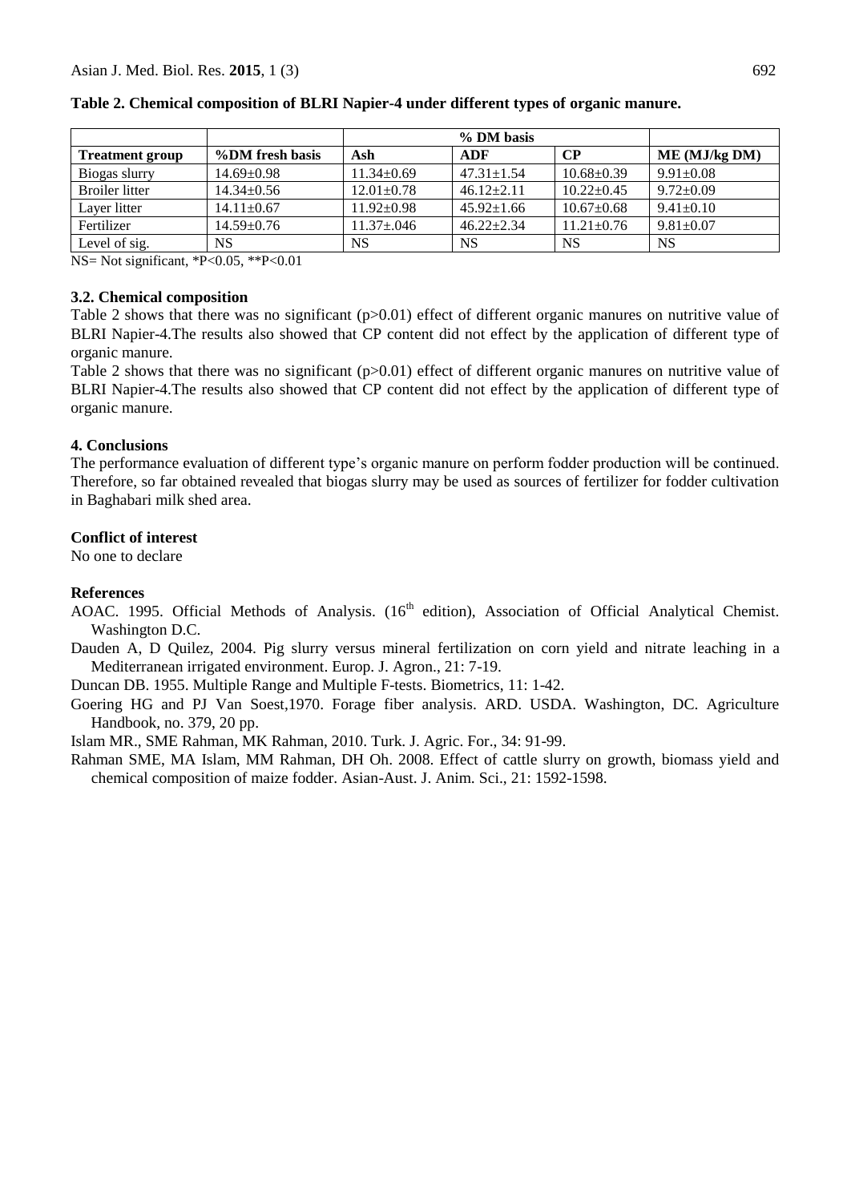**Table 2. Chemical composition of BLRI Napier-4 under different types of organic manure.**

| | | % DM basis | | | |
|---|---|---|---|---|---|
| **Treatment group** | **%DM fresh basis** | **Ash** | **ADF** | **CP** | **ME (MJ/kg DM)** |
| Biogas slurry | 14.69±0.98 | 11.34±0.69 | 47.31±1.54 | 10.68±0.39 | 9.91±0.08 |
| Broiler litter | 14.34±0.56 | 12.01±0.78 | 46.12±2.11 | 10.22±0.45 | 9.72±0.09 |
| Layer litter | 14.11±0.67 | 11.92±0.98 | 45.92±1.66 | 10.67±0.68 | 9.41±0.10 |
| Fertilizer | 14.59±0.76 | 11.37±.046 | 46.22±2.34 | 11.21±0.76 | 9.81±0.07 |
| Level of sig. | NS | NS | NS | NS | NS |

NS= Not significant, \*P<0.05, \*\*P<0.01

### 3.2. Chemical composition

Table 2 shows that there was no significant (p>0.01) effect of different organic manures on nutritive value of BLRI Napier-4.The results also showed that CP content did not effect by the application of different type of organic manure.

Table 2 shows that there was no significant (p>0.01) effect of different organic manures on nutritive value of BLRI Napier-4.The results also showed that CP content did not effect by the application of different type of organic manure.

## 4. Conclusions

The performance evaluation of different type's organic manure on perform fodder production will be continued. Therefore, so far obtained revealed that biogas slurry may be used as sources of fertilizer for fodder cultivation in Baghabari milk shed area.

## Conflict of interest

No one to declare

## References

AOAC. 1995. Official Methods of Analysis. (16th edition), Association of Official Analytical Chemist. Washington D.C.

Dauden A, D Quilez, 2004. Pig slurry versus mineral fertilization on corn yield and nitrate leaching in a Mediterranean irrigated environment. Europ. J. Agron., 21: 7-19.

Duncan DB. 1955. Multiple Range and Multiple F-tests. Biometrics, 11: 1-42.

Goering HG and PJ Van Soest,1970. Forage fiber analysis. ARD. USDA. Washington, DC. Agriculture Handbook, no. 379, 20 pp.

Islam MR., SME Rahman, MK Rahman, 2010. Turk. J. Agric. For., 34: 91-99.

Rahman SME, MA Islam, MM Rahman, DH Oh. 2008. Effect of cattle slurry on growth, biomass yield and chemical composition of maize fodder. Asian-Aust. J. Anim. Sci., 21: 1592-1598.